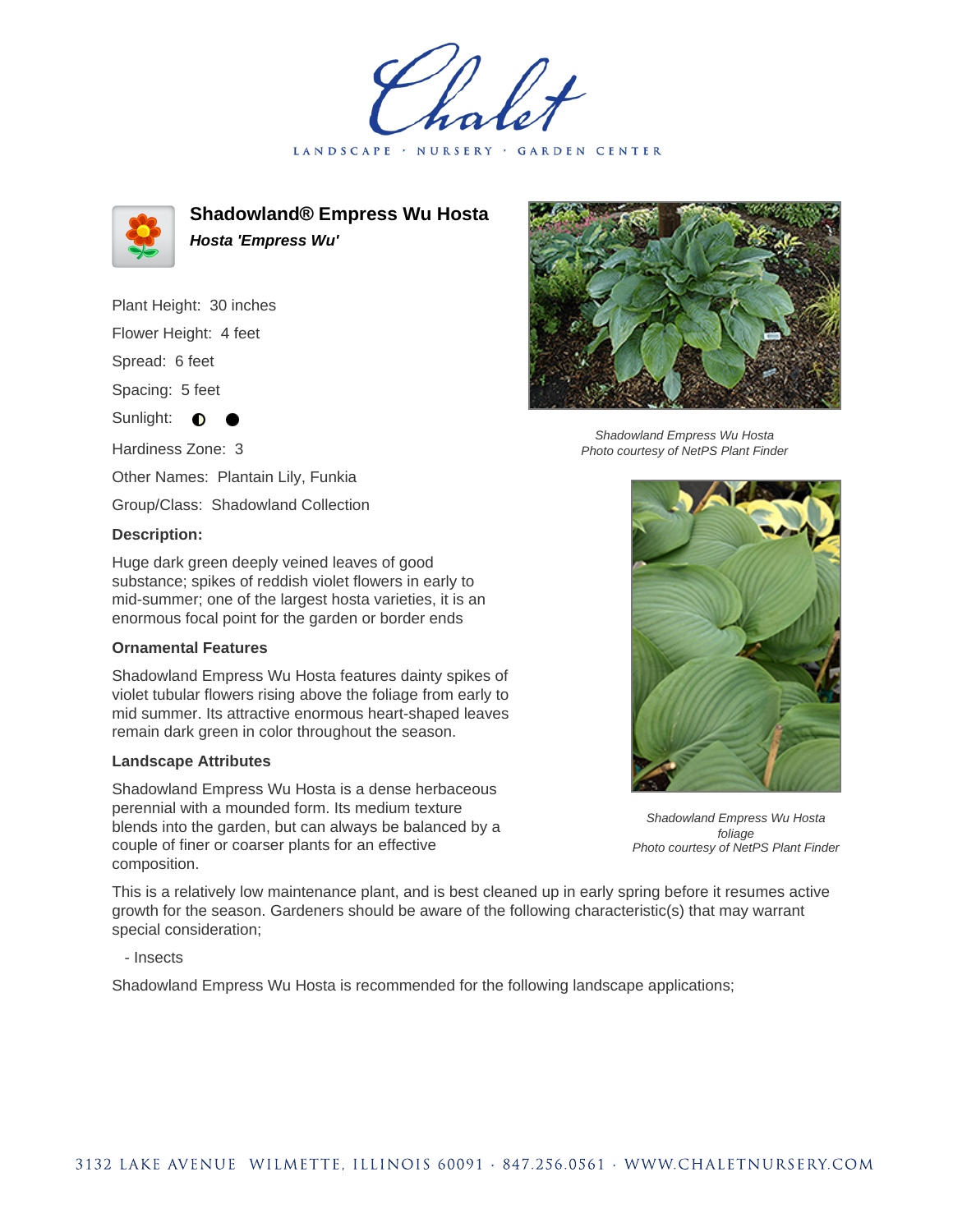# Shadowland® Empress Wu Hosta

***Hosta 'Empress Wu'***

Plant Height: 30 inches

Flower Height: 4 feet

Spread: 6 feet

Spacing: 5 feet

Sunlight: ◐ ●

Hardiness Zone: 3

Other Names: Plantain Lily, Funkia

Group/Class: Shadowland Collection

**Description:**

Huge dark green deeply veined leaves of good substance; spikes of reddish violet flowers in early to mid-summer; one of the largest hosta varieties, it is an enormous focal point for the garden or border ends

### Ornamental Features

Shadowland Empress Wu Hosta features dainty spikes of violet tubular flowers rising above the foliage from early to mid summer. Its attractive enormous heart-shaped leaves remain dark green in color throughout the season.

### Landscape Attributes

Shadowland Empress Wu Hosta is a dense herbaceous perennial with a mounded form. Its medium texture blends into the garden, but can always be balanced by a couple of finer or coarser plants for an effective composition.

*Shadowland Empress Wu Hosta*
*Photo courtesy of NetPS Plant Finder*

*Shadowland Empress Wu Hosta foliage*
*Photo courtesy of NetPS Plant Finder*

This is a relatively low maintenance plant, and is best cleaned up in early spring before it resumes active growth for the season. Gardeners should be aware of the following characteristic(s) that may warrant special consideration;

- Insects

Shadowland Empress Wu Hosta is recommended for the following landscape applications;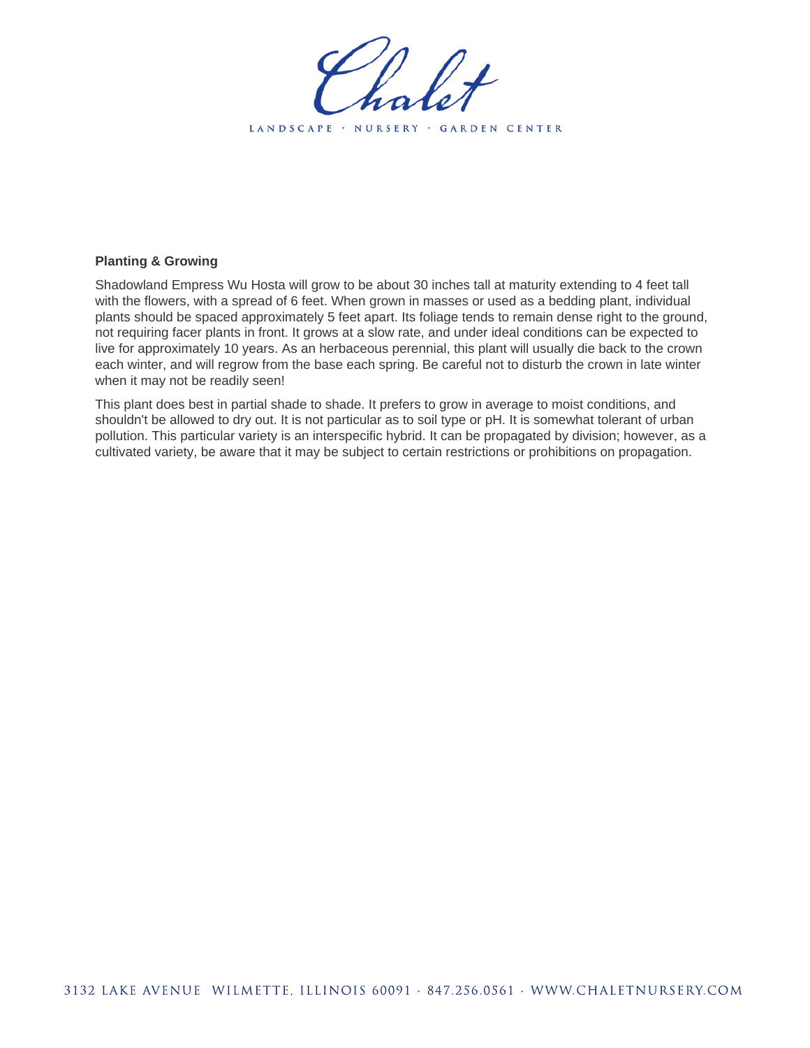**Planting & Growing**

Shadowland Empress Wu Hosta will grow to be about 30 inches tall at maturity extending to 4 feet tall with the flowers, with a spread of 6 feet. When grown in masses or used as a bedding plant, individual plants should be spaced approximately 5 feet apart. Its foliage tends to remain dense right to the ground, not requiring facer plants in front. It grows at a slow rate, and under ideal conditions can be expected to live for approximately 10 years. As an herbaceous perennial, this plant will usually die back to the crown each winter, and will regrow from the base each spring. Be careful not to disturb the crown in late winter when it may not be readily seen!

This plant does best in partial shade to shade. It prefers to grow in average to moist conditions, and shouldn't be allowed to dry out. It is not particular as to soil type or pH. It is somewhat tolerant of urban pollution. This particular variety is an interspecific hybrid. It can be propagated by division; however, as a cultivated variety, be aware that it may be subject to certain restrictions or prohibitions on propagation.